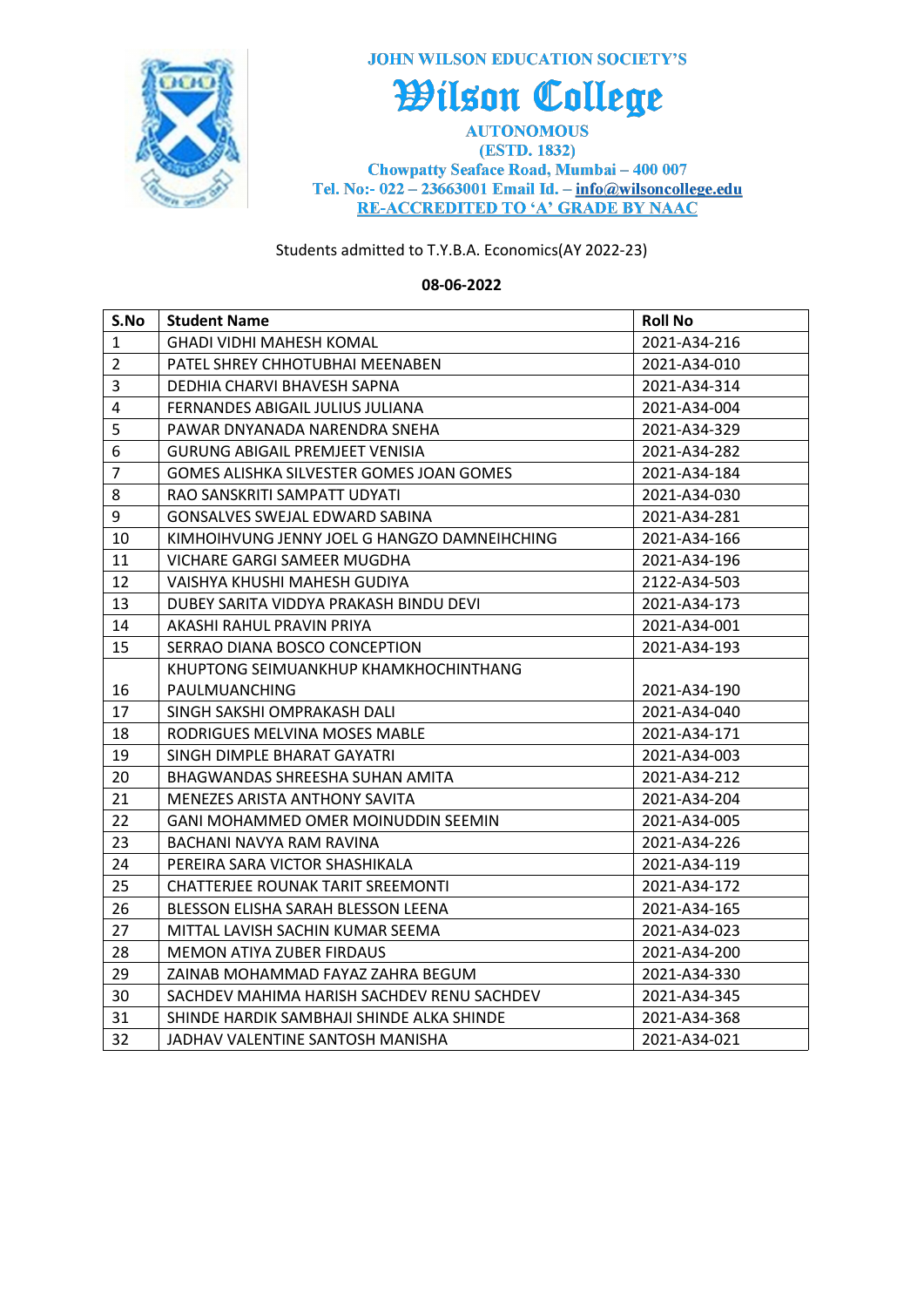JOHN WILSON EDUCATION SOCIETY'S

# Wilson College

AUTONOMOUS
(ESTD. 1832)
Chowpatty Seaface Road, Mumbai – 400 007
Tel. No:- 022 – 23663001 Email Id. – info@wilsoncollege.edu
RE-ACCREDITED TO 'A' GRADE BY NAAC

Students admitted to T.Y.B.A. Economics(AY 2022-23)

**08-06-2022**

| S.No | Student Name | Roll No |
|---|---|---|
| 1 | GHADI VIDHI MAHESH KOMAL | 2021-A34-216 |
| 2 | PATEL SHREY CHHOTUBHAI MEENABEN | 2021-A34-010 |
| 3 | DEDHIA CHARVI BHAVESH SAPNA | 2021-A34-314 |
| 4 | FERNANDES ABIGAIL JULIUS JULIANA | 2021-A34-004 |
| 5 | PAWAR DNYANADA NARENDRA SNEHA | 2021-A34-329 |
| 6 | GURUNG ABIGAIL PREMJEET VENISIA | 2021-A34-282 |
| 7 | GOMES ALISHKA SILVESTER GOMES JOAN GOMES | 2021-A34-184 |
| 8 | RAO SANSKRITI SAMPATT UDYATI | 2021-A34-030 |
| 9 | GONSALVES SWEJAL EDWARD SABINA | 2021-A34-281 |
| 10 | KIMHOIHVUNG JENNY JOEL G HANGZO DAMNEIHCHING | 2021-A34-166 |
| 11 | VICHARE GARGI SAMEER MUGDHA | 2021-A34-196 |
| 12 | VAISHYA KHUSHI MAHESH GUDIYA | 2122-A34-503 |
| 13 | DUBEY SARITA VIDDYA PRAKASH BINDU DEVI | 2021-A34-173 |
| 14 | AKASHI RAHUL PRAVIN PRIYA | 2021-A34-001 |
| 15 | SERRAO DIANA BOSCO CONCEPTION | 2021-A34-193 |
| 16 | KHUPTONG SEIMUANKHUP KHAMKHOCHINTHANG PAULMUANCHING | 2021-A34-190 |
| 17 | SINGH SAKSHI OMPRAKASH DALI | 2021-A34-040 |
| 18 | RODRIGUES MELVINA MOSES MABLE | 2021-A34-171 |
| 19 | SINGH DIMPLE BHARAT GAYATRI | 2021-A34-003 |
| 20 | BHAGWANDAS SHREESHA SUHAN AMITA | 2021-A34-212 |
| 21 | MENEZES ARISTA ANTHONY SAVITA | 2021-A34-204 |
| 22 | GANI MOHAMMED OMER MOINUDDIN SEEMIN | 2021-A34-005 |
| 23 | BACHANI NAVYA RAM RAVINA | 2021-A34-226 |
| 24 | PEREIRA SARA VICTOR SHASHIKALA | 2021-A34-119 |
| 25 | CHATTERJEE ROUNAK TARIT SREEMONTI | 2021-A34-172 |
| 26 | BLESSON ELISHA SARAH BLESSON LEENA | 2021-A34-165 |
| 27 | MITTAL LAVISH SACHIN KUMAR SEEMA | 2021-A34-023 |
| 28 | MEMON ATIYA ZUBER FIRDAUS | 2021-A34-200 |
| 29 | ZAINAB MOHAMMAD FAYAZ ZAHRA BEGUM | 2021-A34-330 |
| 30 | SACHDEV MAHIMA HARISH SACHDEV RENU SACHDEV | 2021-A34-345 |
| 31 | SHINDE HARDIK SAMBHAJI SHINDE ALKA SHINDE | 2021-A34-368 |
| 32 | JADHAV VALENTINE SANTOSH MANISHA | 2021-A34-021 |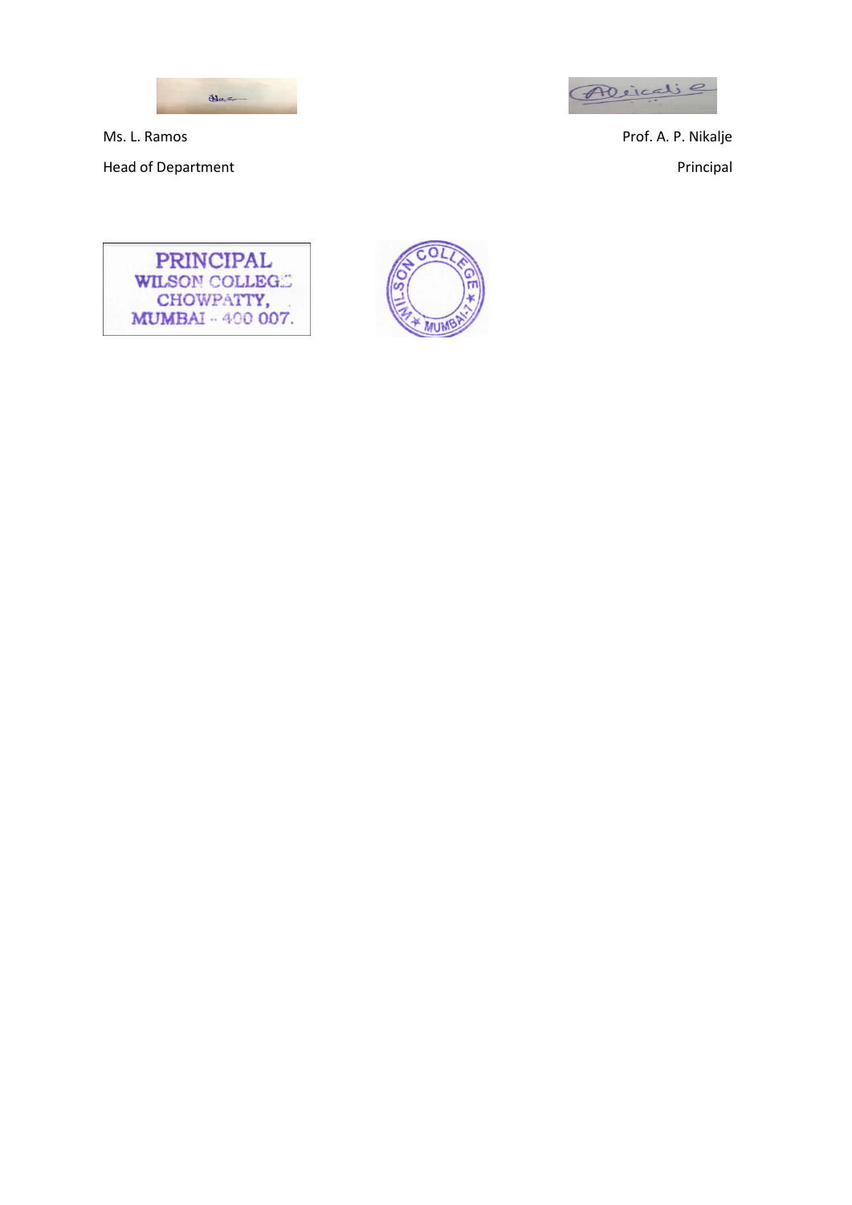| | |
|---|---|
| Ms. L. Ramos | Prof. A. P. Nikalje |
| Head of Department | Principal |

PRINCIPAL
WILSON COLLEGE
CHOWPATTY,
MUMBAI - 400 007.

WILSON COLLEGE ★ MUMBAI-7 ★